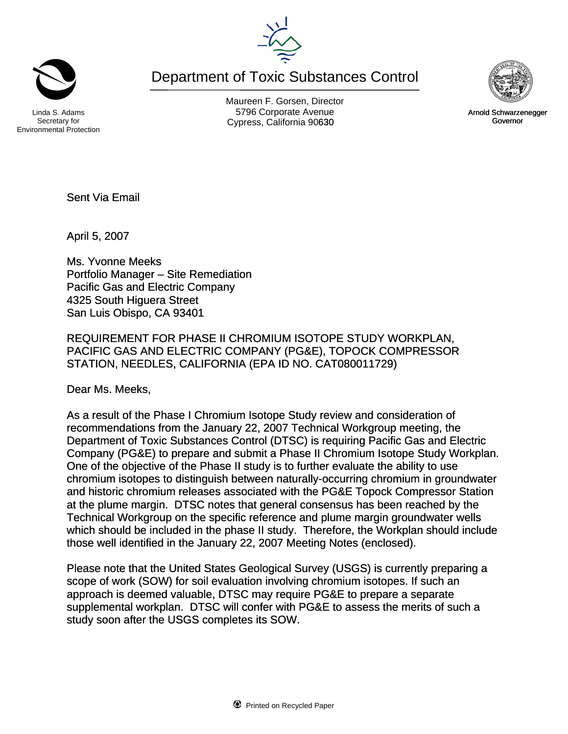Linda S. Adams
Secretary for
Environmental Protection

# Department of Toxic Substances Control

Maureen F. Gorsen, Director
5796 Corporate Avenue
Cypress, California 90630

Arnold Schwarzenegger
Governor

Sent Via Email

April 5, 2007

Ms. Yvonne Meeks
Portfolio Manager – Site Remediation
Pacific Gas and Electric Company
4325 South Higuera Street
San Luis Obispo, CA 93401

REQUIREMENT FOR PHASE II CHROMIUM ISOTOPE STUDY WORKPLAN, PACIFIC GAS AND ELECTRIC COMPANY (PG&E), TOPOCK COMPRESSOR STATION, NEEDLES, CALIFORNIA (EPA ID NO. CAT080011729)

Dear Ms. Meeks,

As a result of the Phase I Chromium Isotope Study review and consideration of recommendations from the January 22, 2007 Technical Workgroup meeting, the Department of Toxic Substances Control (DTSC) is requiring Pacific Gas and Electric Company (PG&E) to prepare and submit a Phase II Chromium Isotope Study Workplan. One of the objective of the Phase II study is to further evaluate the ability to use chromium isotopes to distinguish between naturally-occurring chromium in groundwater and historic chromium releases associated with the PG&E Topock Compressor Station at the plume margin. DTSC notes that general consensus has been reached by the Technical Workgroup on the specific reference and plume margin groundwater wells which should be included in the phase II study. Therefore, the Workplan should include those well identified in the January 22, 2007 Meeting Notes (enclosed).

Please note that the United States Geological Survey (USGS) is currently preparing a scope of work (SOW) for soil evaluation involving chromium isotopes. If such an approach is deemed valuable, DTSC may require PG&E to prepare a separate supplemental workplan. DTSC will confer with PG&E to assess the merits of such a study soon after the USGS completes its SOW.

Printed on Recycled Paper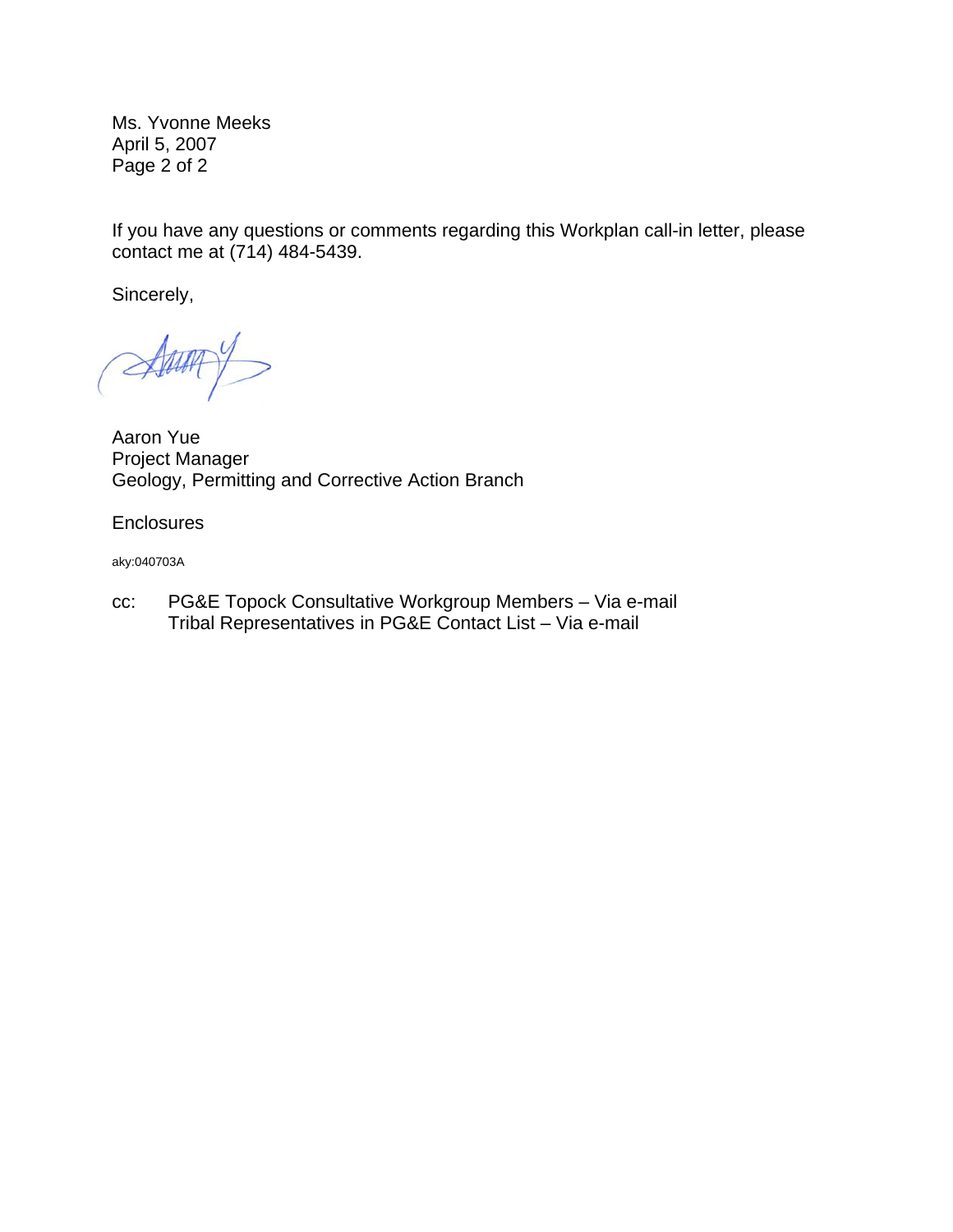Ms. Yvonne Meeks
April 5, 2007

If you have any questions or comments regarding this Workplan call-in letter, please contact me at (714) 484-5439.

Sincerely,

Aaron Yue
Project Manager
Geology, Permitting and Corrective Action Branch

Enclosures

aky:040703A

cc: PG&E Topock Consultative Workgroup Members – Via e-mail
Tribal Representatives in PG&E Contact List – Via e-mail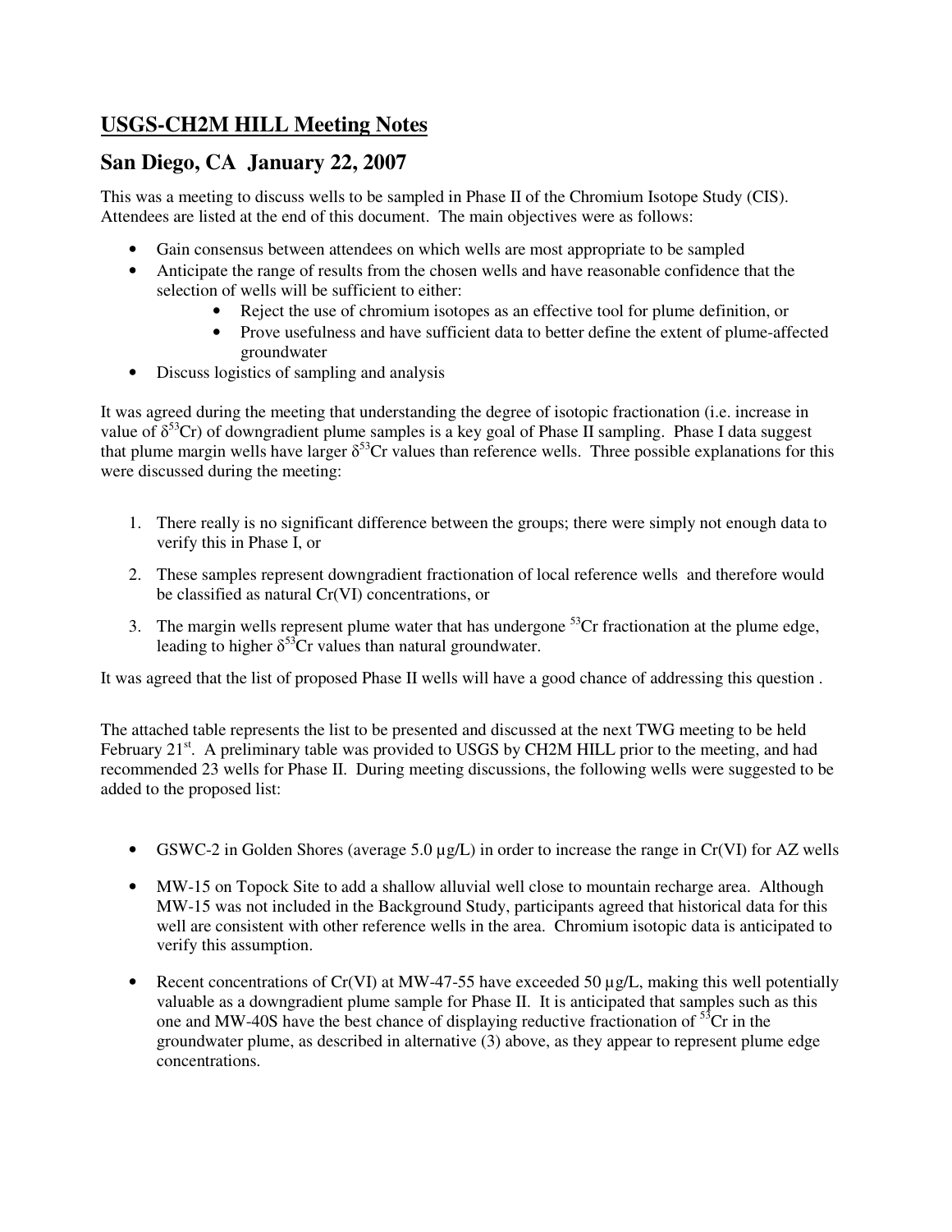## USGS-CH2M HILL Meeting Notes

## San Diego, CA January 22, 2007

This was a meeting to discuss wells to be sampled in Phase II of the Chromium Isotope Study (CIS). Attendees are listed at the end of this document. The main objectives were as follows:

- Gain consensus between attendees on which wells are most appropriate to be sampled
- Anticipate the range of results from the chosen wells and have reasonable confidence that the selection of wells will be sufficient to either:
  - Reject the use of chromium isotopes as an effective tool for plume definition, or
  - Prove usefulness and have sufficient data to better define the extent of plume-affected groundwater
- Discuss logistics of sampling and analysis

It was agreed during the meeting that understanding the degree of isotopic fractionation (i.e. increase in value of $\delta^{53}$Cr) of downgradient plume samples is a key goal of Phase II sampling. Phase I data suggest that plume margin wells have larger $\delta^{53}$Cr values than reference wells. Three possible explanations for this were discussed during the meeting:

1. There really is no significant difference between the groups; there were simply not enough data to verify this in Phase I, or
2. These samples represent downgradient fractionation of local reference wells and therefore would be classified as natural Cr(VI) concentrations, or
3. The margin wells represent plume water that has undergone $^{53}$Cr fractionation at the plume edge, leading to higher $\delta^{53}$Cr values than natural groundwater.

It was agreed that the list of proposed Phase II wells will have a good chance of addressing this question .

The attached table represents the list to be presented and discussed at the next TWG meeting to be held February 21st. A preliminary table was provided to USGS by CH2M HILL prior to the meeting, and had recommended 23 wells for Phase II. During meeting discussions, the following wells were suggested to be added to the proposed list:

- GSWC-2 in Golden Shores (average 5.0 µg/L) in order to increase the range in Cr(VI) for AZ wells
- MW-15 on Topock Site to add a shallow alluvial well close to mountain recharge area. Although MW-15 was not included in the Background Study, participants agreed that historical data for this well are consistent with other reference wells in the area. Chromium isotopic data is anticipated to verify this assumption.
- Recent concentrations of Cr(VI) at MW-47-55 have exceeded 50 µg/L, making this well potentially valuable as a downgradient plume sample for Phase II. It is anticipated that samples such as this one and MW-40S have the best chance of displaying reductive fractionation of $^{53}$Cr in the groundwater plume, as described in alternative (3) above, as they appear to represent plume edge concentrations.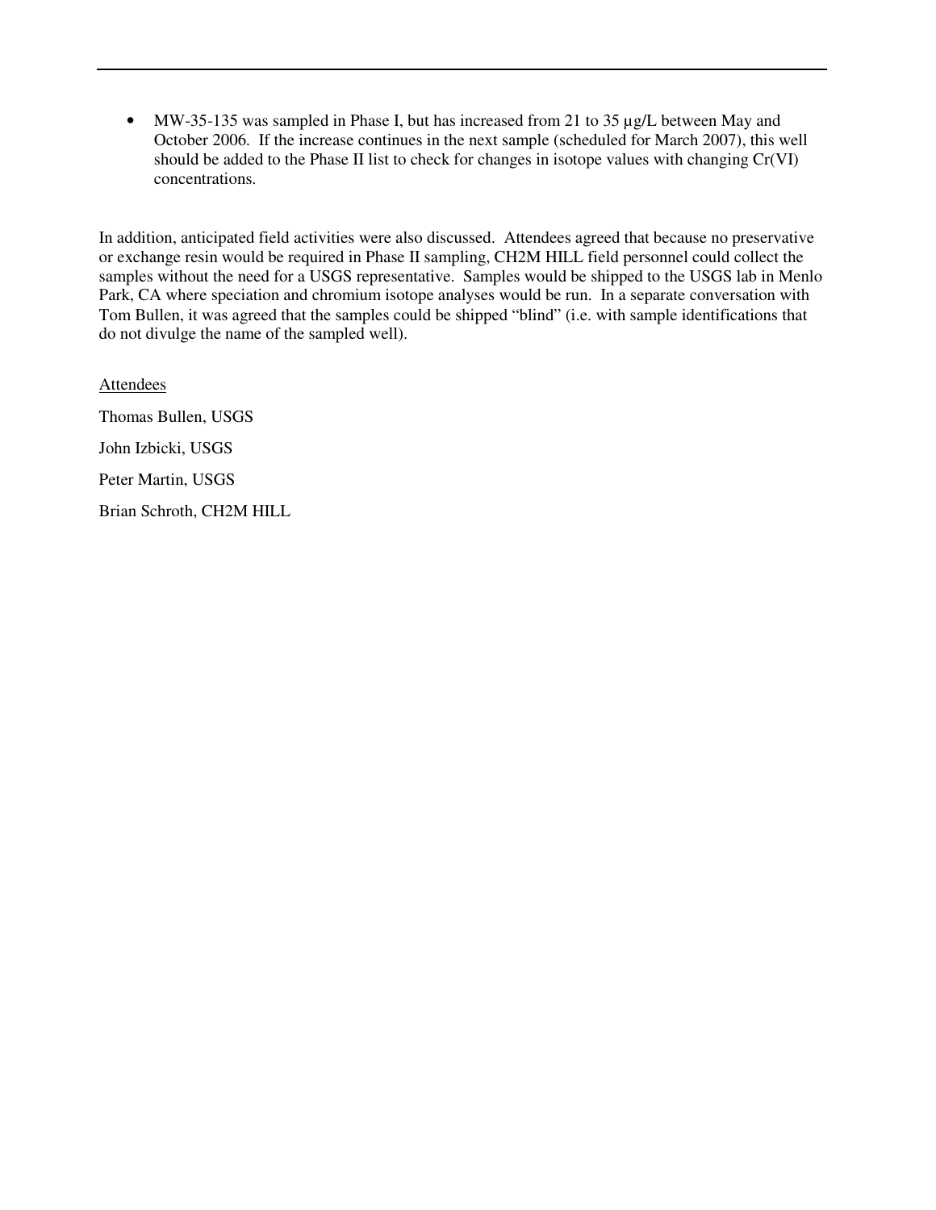- MW-35-135 was sampled in Phase I, but has increased from 21 to 35 µg/L between May and October 2006. If the increase continues in the next sample (scheduled for March 2007), this well should be added to the Phase II list to check for changes in isotope values with changing Cr(VI) concentrations.

In addition, anticipated field activities were also discussed. Attendees agreed that because no preservative or exchange resin would be required in Phase II sampling, CH2M HILL field personnel could collect the samples without the need for a USGS representative. Samples would be shipped to the USGS lab in Menlo Park, CA where speciation and chromium isotope analyses would be run. In a separate conversation with Tom Bullen, it was agreed that the samples could be shipped "blind" (i.e. with sample identifications that do not divulge the name of the sampled well).

<u>Attendees</u>

Thomas Bullen, USGS

John Izbicki, USGS

Peter Martin, USGS

Brian Schroth, CH2M HILL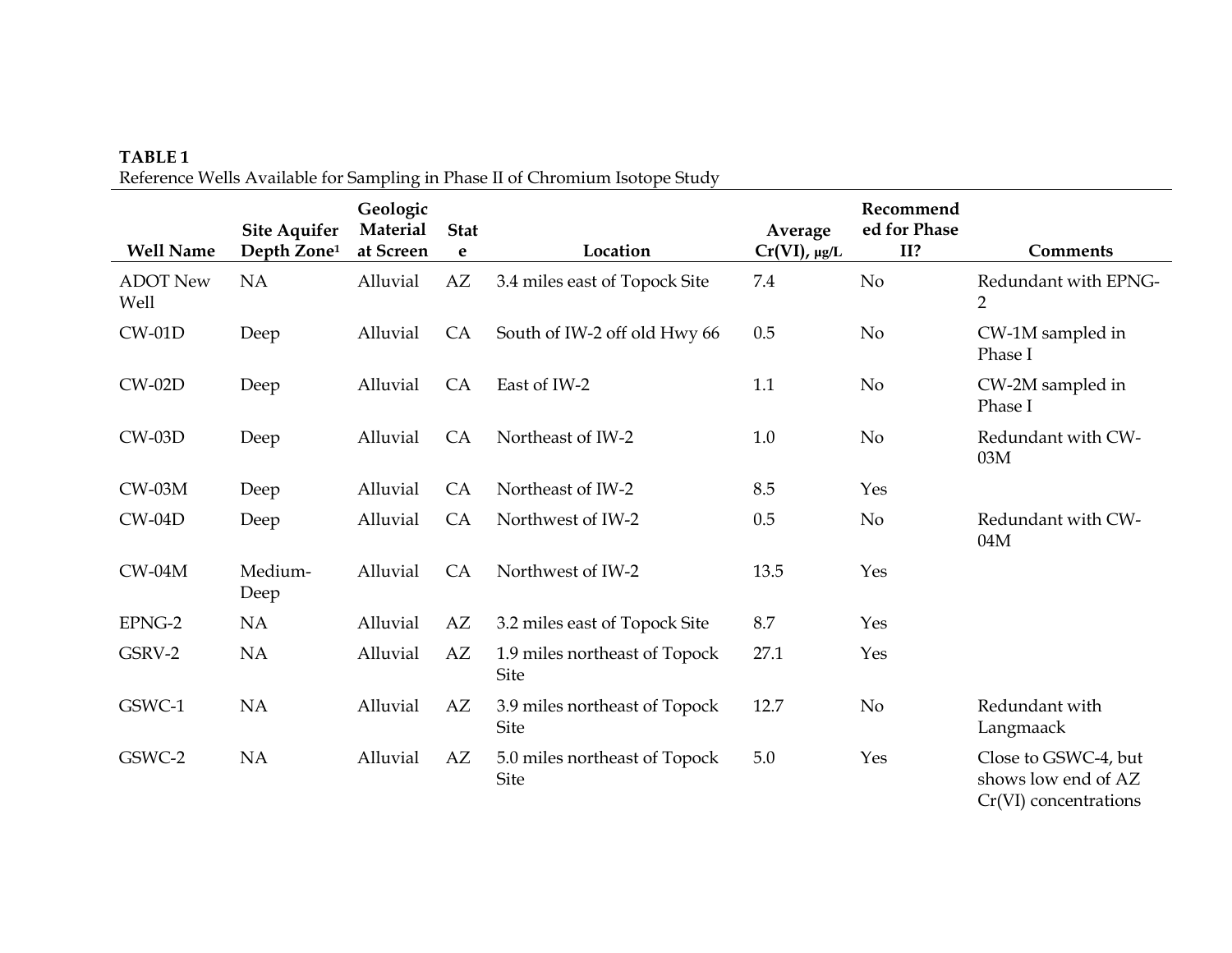**TABLE 1**
Reference Wells Available for Sampling in Phase II of Chromium Isotope Study

| Well Name | Site Aquifer Depth Zone[1] | Geologic Material at Screen | State | Location | Average Cr(VI), µg/L | Recommended for Phase II? | Comments |
|---|---|---|---|---|---|---|---|
| ADOT New Well | NA | Alluvial | AZ | 3.4 miles east of Topock Site | 7.4 | No | Redundant with EPNG-2 |
| CW-01D | Deep | Alluvial | CA | South of IW-2 off old Hwy 66 | 0.5 | No | CW-1M sampled in Phase I |
| CW-02D | Deep | Alluvial | CA | East of IW-2 | 1.1 | No | CW-2M sampled in Phase I |
| CW-03D | Deep | Alluvial | CA | Northeast of IW-2 | 1.0 | No | Redundant with CW-03M |
| CW-03M | Deep | Alluvial | CA | Northeast of IW-2 | 8.5 | Yes | |
| CW-04D | Deep | Alluvial | CA | Northwest of IW-2 | 0.5 | No | Redundant with CW-04M |
| CW-04M | Medium-Deep | Alluvial | CA | Northwest of IW-2 | 13.5 | Yes | |
| EPNG-2 | NA | Alluvial | AZ | 3.2 miles east of Topock Site | 8.7 | Yes | |
| GSRV-2 | NA | Alluvial | AZ | 1.9 miles northeast of Topock Site | 27.1 | Yes | |
| GSWC-1 | NA | Alluvial | AZ | 3.9 miles northeast of Topock Site | 12.7 | No | Redundant with Langmaack |
| GSWC-2 | NA | Alluvial | AZ | 5.0 miles northeast of Topock Site | 5.0 | Yes | Close to GSWC-4, but shows low end of AZ Cr(VI) concentrations |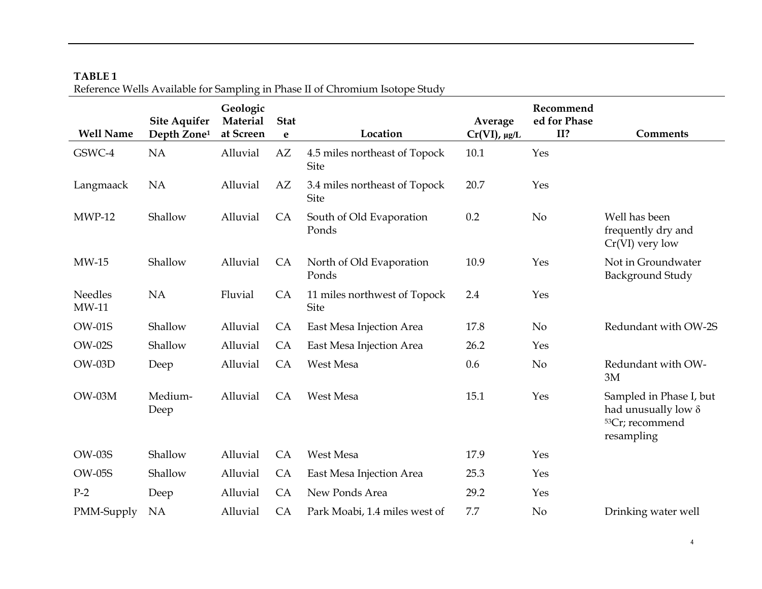**TABLE 1**
Reference Wells Available for Sampling in Phase II of Chromium Isotope Study

| Well Name | Site Aquifer Depth Zone[1] | Geologic Material at Screen | State | Location | Average Cr(VI), μg/L | Recommended for Phase II? | Comments |
|---|---|---|---|---|---|---|---|
| GSWC-4 | NA | Alluvial | AZ | 4.5 miles northeast of Topock Site | 10.1 | Yes | |
| Langmaack | NA | Alluvial | AZ | 3.4 miles northeast of Topock Site | 20.7 | Yes | |
| MWP-12 | Shallow | Alluvial | CA | South of Old Evaporation Ponds | 0.2 | No | Well has been frequently dry and Cr(VI) very low |
| MW-15 | Shallow | Alluvial | CA | North of Old Evaporation Ponds | 10.9 | Yes | Not in Groundwater Background Study |
| Needles MW-11 | NA | Fluvial | CA | 11 miles northwest of Topock Site | 2.4 | Yes | |
| OW-01S | Shallow | Alluvial | CA | East Mesa Injection Area | 17.8 | No | Redundant with OW-2S |
| OW-02S | Shallow | Alluvial | CA | East Mesa Injection Area | 26.2 | Yes | |
| OW-03D | Deep | Alluvial | CA | West Mesa | 0.6 | No | Redundant with OW-3M |
| OW-03M | Medium-Deep | Alluvial | CA | West Mesa | 15.1 | Yes | Sampled in Phase I, but had unusually low $\delta^{53}Cr$; recommend resampling |
| OW-03S | Shallow | Alluvial | CA | West Mesa | 17.9 | Yes | |
| OW-05S | Shallow | Alluvial | CA | East Mesa Injection Area | 25.3 | Yes | |
| P-2 | Deep | Alluvial | CA | New Ponds Area | 29.2 | Yes | |
| PMM-Supply | NA | Alluvial | CA | Park Moabi, 1.4 miles west of | 7.7 | No | Drinking water well |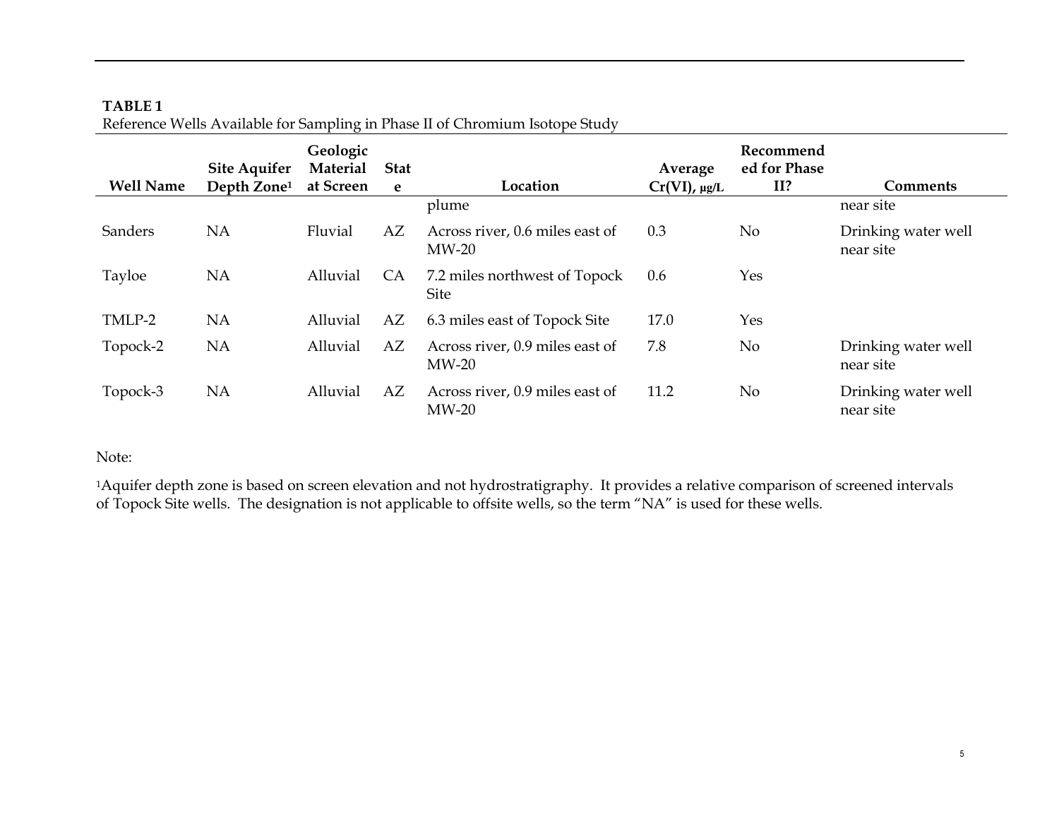**TABLE 1**
Reference Wells Available for Sampling in Phase II of Chromium Isotope Study

| Well Name | Site Aquifer Depth Zone[1] | Geologic Material at Screen | State | Location | Average Cr(VI), µg/L | Recommended for Phase II? | Comments |
|---|---|---|---|---|---|---|---|
| | | | | plume | | | near site |
| Sanders | NA | Fluvial | AZ | Across river, 0.6 miles east of MW-20 | 0.3 | No | Drinking water well near site |
| Tayloe | NA | Alluvial | CA | 7.2 miles northwest of Topock Site | 0.6 | Yes | |
| TMLP-2 | NA | Alluvial | AZ | 6.3 miles east of Topock Site | 17.0 | Yes | |
| Topock-2 | NA | Alluvial | AZ | Across river, 0.9 miles east of MW-20 | 7.8 | No | Drinking water well near site |
| Topock-3 | NA | Alluvial | AZ | Across river, 0.9 miles east of MW-20 | 11.2 | No | Drinking water well near site |

Note:

[1]Aquifer depth zone is based on screen elevation and not hydrostratigraphy. It provides a relative comparison of screened intervals of Topock Site wells. The designation is not applicable to offsite wells, so the term "NA" is used for these wells.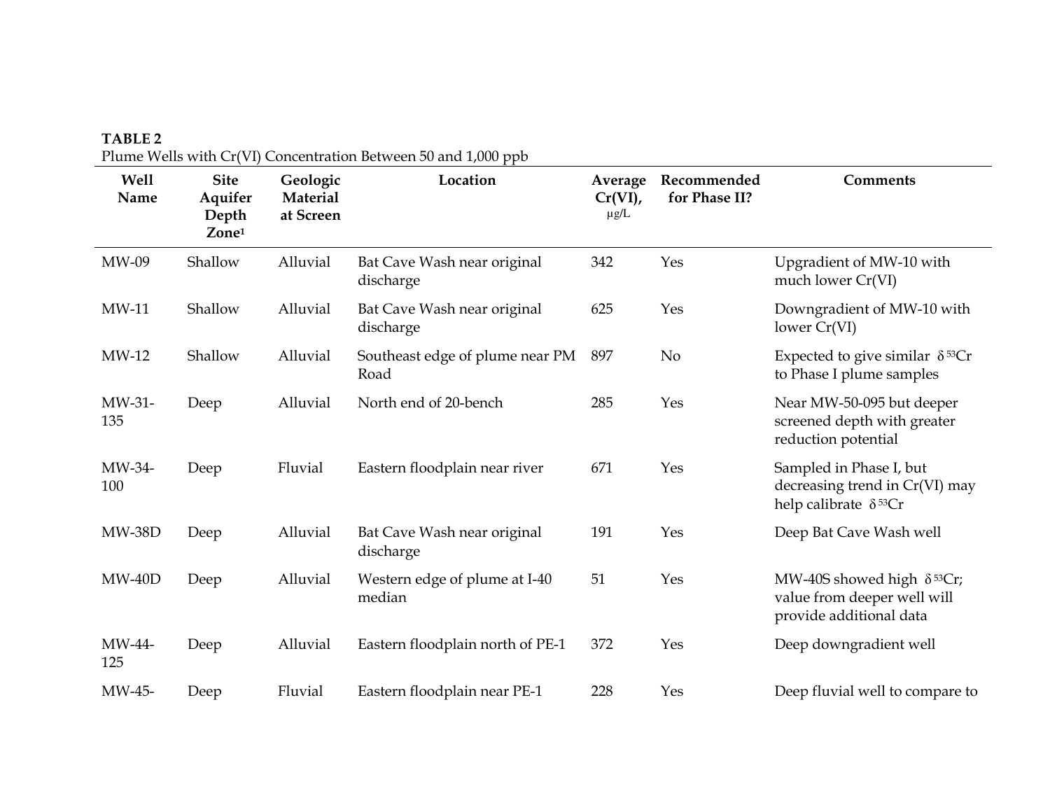**TABLE 2**
Plume Wells with Cr(VI) Concentration Between 50 and 1,000 ppb

| Well Name | Site Aquifer Depth Zone[1] | Geologic Material at Screen | Location | Average Cr(VI), µg/L | Recommended for Phase II? | Comments |
|---|---|---|---|---|---|---|
| MW-09 | Shallow | Alluvial | Bat Cave Wash near original discharge | 342 | Yes | Upgradient of MW-10 with much lower Cr(VI) |
| MW-11 | Shallow | Alluvial | Bat Cave Wash near original discharge | 625 | Yes | Downgradient of MW-10 with lower Cr(VI) |
| MW-12 | Shallow | Alluvial | Southeast edge of plume near PM Road | 897 | No | Expected to give similar $\delta^{53}$Cr to Phase I plume samples |
| MW-31-135 | Deep | Alluvial | North end of 20-bench | 285 | Yes | Near MW-50-095 but deeper screened depth with greater reduction potential |
| MW-34-100 | Deep | Fluvial | Eastern floodplain near river | 671 | Yes | Sampled in Phase I, but decreasing trend in Cr(VI) may help calibrate $\delta^{53}$Cr |
| MW-38D | Deep | Alluvial | Bat Cave Wash near original discharge | 191 | Yes | Deep Bat Cave Wash well |
| MW-40D | Deep | Alluvial | Western edge of plume at I-40 median | 51 | Yes | MW-40S showed high $\delta^{53}$Cr; value from deeper well will provide additional data |
| MW-44-125 | Deep | Alluvial | Eastern floodplain north of PE-1 | 372 | Yes | Deep downgradient well |
| MW-45- | Deep | Fluvial | Eastern floodplain near PE-1 | 228 | Yes | Deep fluvial well to compare to |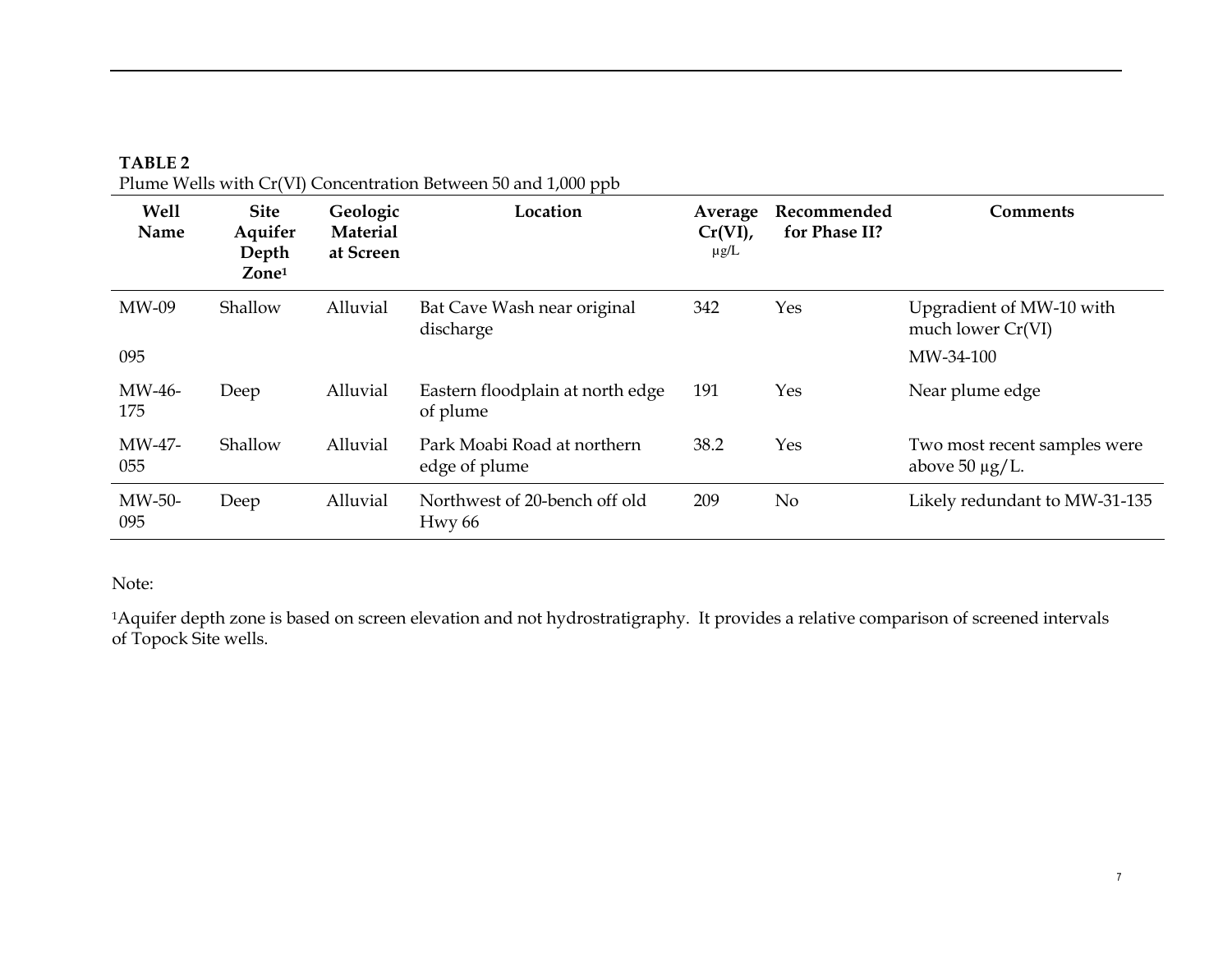**TABLE 2**
Plume Wells with Cr(VI) Concentration Between 50 and 1,000 ppb

| Well Name | Site Aquifer Depth Zone[1] | Geologic Material at Screen | Location | Average Cr(VI), μg/L | Recommended for Phase II? | Comments |
|---|---|---|---|---|---|---|
| MW-09 | Shallow | Alluvial | Bat Cave Wash near original discharge | 342 | Yes | Upgradient of MW-10 with much lower Cr(VI) |
| 095 | | | | | | MW-34-100 |
| MW-46-175 | Deep | Alluvial | Eastern floodplain at north edge of plume | 191 | Yes | Near plume edge |
| MW-47-055 | Shallow | Alluvial | Park Moabi Road at northern edge of plume | 38.2 | Yes | Two most recent samples were above 50 μg/L. |
| MW-50-095 | Deep | Alluvial | Northwest of 20-bench off old Hwy 66 | 209 | No | Likely redundant to MW-31-135 |

Note:

[1]Aquifer depth zone is based on screen elevation and not hydrostratigraphy. It provides a relative comparison of screened intervals of Topock Site wells.